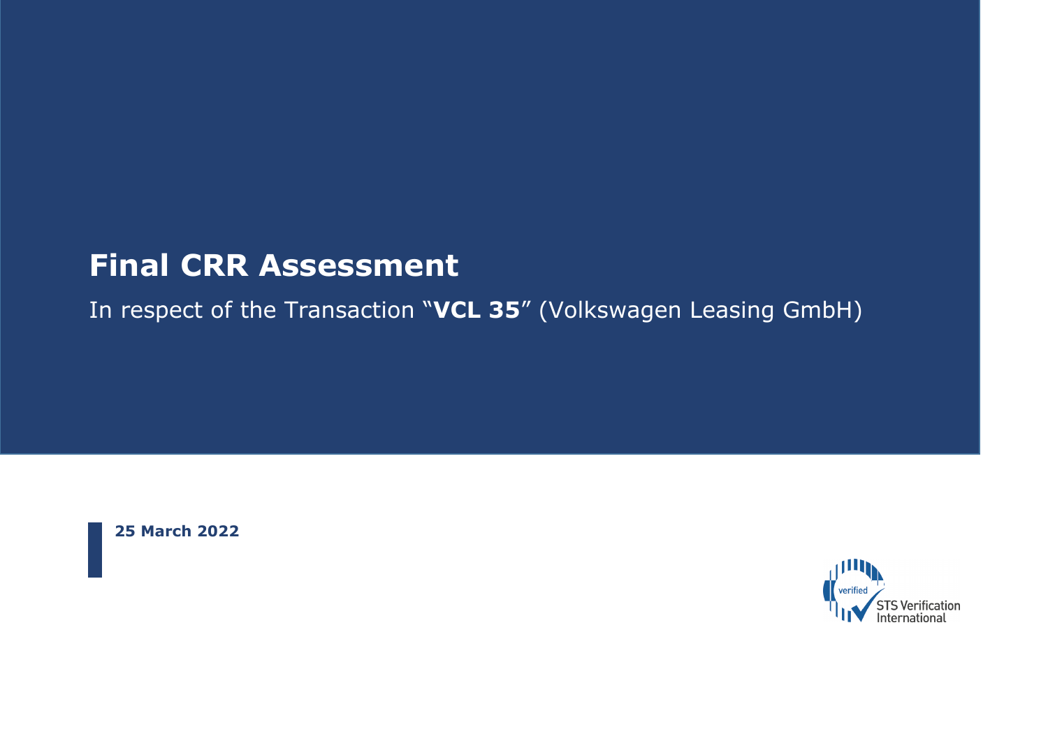# Final CRR Assessment

In respect of the Transaction "**VCL 35**" (Volkswagen Leasing GmbH)

**25 March 2022**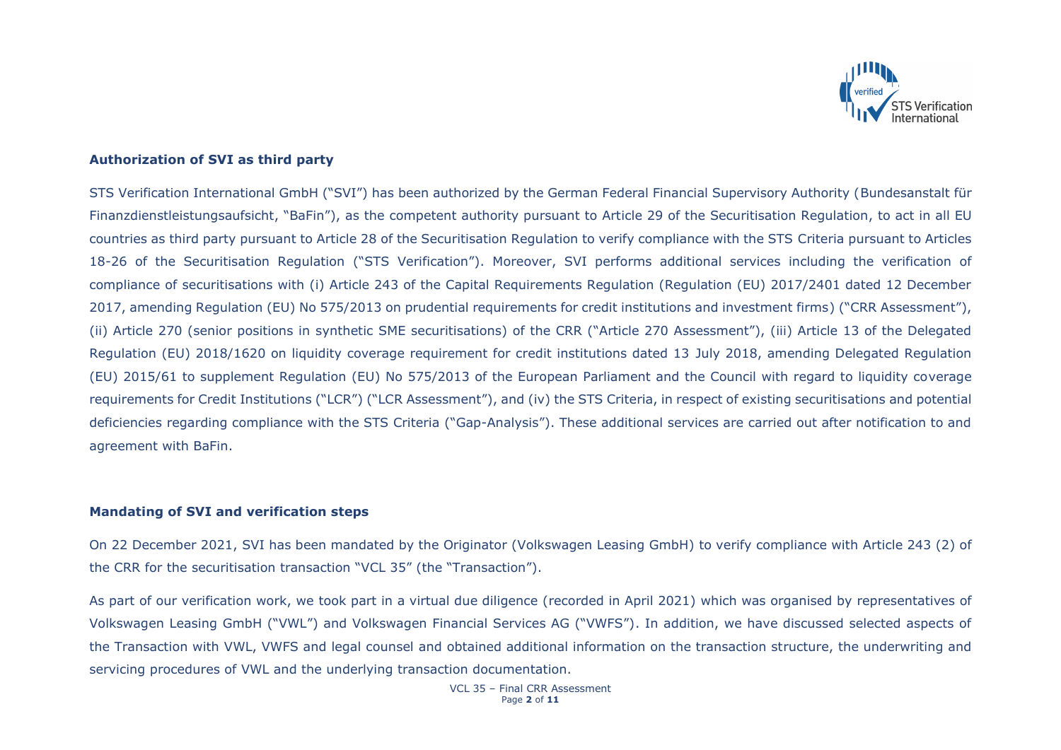**Authorization of SVI as third party**

STS Verification International GmbH ("SVI") has been authorized by the German Federal Financial Supervisory Authority (Bundesanstalt für Finanzdienstleistungsaufsicht, "BaFin"), as the competent authority pursuant to Article 29 of the Securitisation Regulation, to act in all EU countries as third party pursuant to Article 28 of the Securitisation Regulation to verify compliance with the STS Criteria pursuant to Articles 18-26 of the Securitisation Regulation ("STS Verification"). Moreover, SVI performs additional services including the verification of compliance of securitisations with (i) Article 243 of the Capital Requirements Regulation (Regulation (EU) 2017/2401 dated 12 December 2017, amending Regulation (EU) No 575/2013 on prudential requirements for credit institutions and investment firms) ("CRR Assessment"), (ii) Article 270 (senior positions in synthetic SME securitisations) of the CRR ("Article 270 Assessment"), (iii) Article 13 of the Delegated Regulation (EU) 2018/1620 on liquidity coverage requirement for credit institutions dated 13 July 2018, amending Delegated Regulation (EU) 2015/61 to supplement Regulation (EU) No 575/2013 of the European Parliament and the Council with regard to liquidity coverage requirements for Credit Institutions ("LCR") ("LCR Assessment"), and (iv) the STS Criteria, in respect of existing securitisations and potential deficiencies regarding compliance with the STS Criteria ("Gap-Analysis"). These additional services are carried out after notification to and agreement with BaFin.

**Mandating of SVI and verification steps**

On 22 December 2021, SVI has been mandated by the Originator (Volkswagen Leasing GmbH) to verify compliance with Article 243 (2) of the CRR for the securitisation transaction "VCL 35" (the "Transaction").

As part of our verification work, we took part in a virtual due diligence (recorded in April 2021) which was organised by representatives of Volkswagen Leasing GmbH ("VWL") and Volkswagen Financial Services AG ("VWFS"). In addition, we have discussed selected aspects of the Transaction with VWL, VWFS and legal counsel and obtained additional information on the transaction structure, the underwriting and servicing procedures of VWL and the underlying transaction documentation.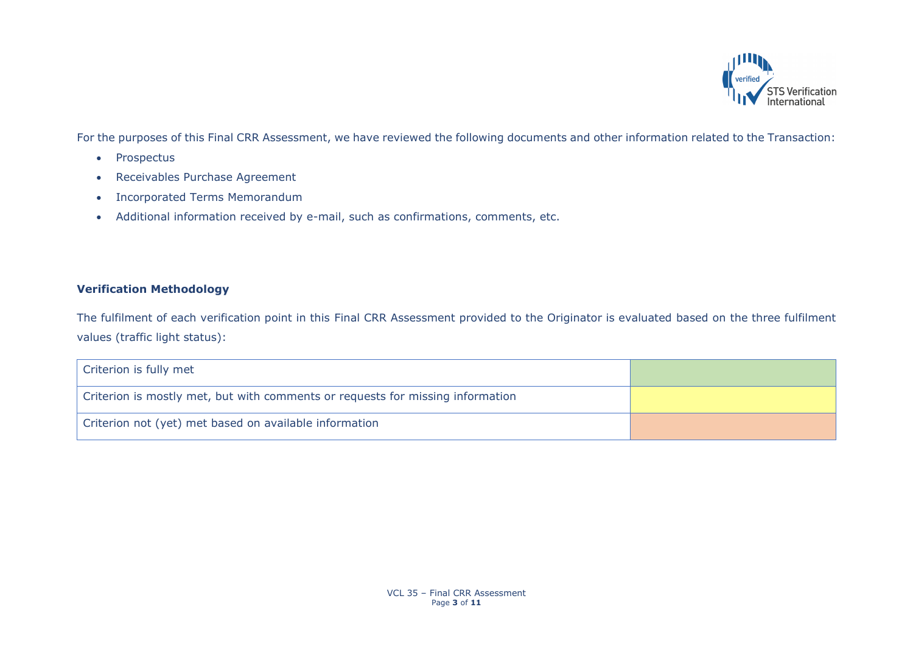For the purposes of this Final CRR Assessment, we have reviewed the following documents and other information related to the Transaction:

- Prospectus
- Receivables Purchase Agreement
- Incorporated Terms Memorandum
- Additional information received by e-mail, such as confirmations, comments, etc.

**Verification Methodology**

The fulfilment of each verification point in this Final CRR Assessment provided to the Originator is evaluated based on the three fulfilment values (traffic light status):

| | |
|---|---|
| Criterion is fully met | |
| Criterion is mostly met, but with comments or requests for missing information | |
| Criterion not (yet) met based on available information | |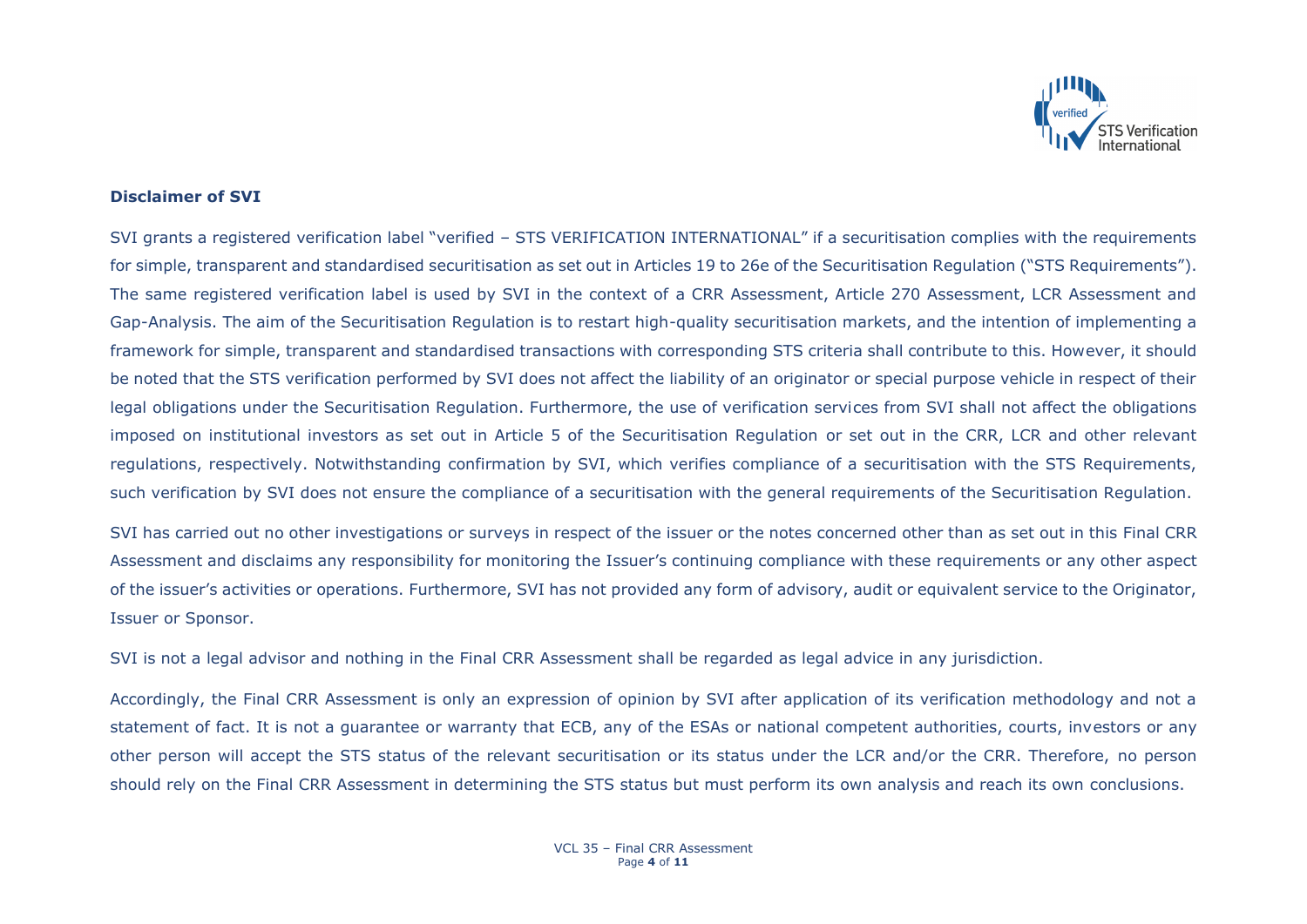**Disclaimer of SVI**

SVI grants a registered verification label "verified – STS VERIFICATION INTERNATIONAL" if a securitisation complies with the requirements for simple, transparent and standardised securitisation as set out in Articles 19 to 26e of the Securitisation Regulation ("STS Requirements"). The same registered verification label is used by SVI in the context of a CRR Assessment, Article 270 Assessment, LCR Assessment and Gap-Analysis. The aim of the Securitisation Regulation is to restart high-quality securitisation markets, and the intention of implementing a framework for simple, transparent and standardised transactions with corresponding STS criteria shall contribute to this. However, it should be noted that the STS verification performed by SVI does not affect the liability of an originator or special purpose vehicle in respect of their legal obligations under the Securitisation Regulation. Furthermore, the use of verification services from SVI shall not affect the obligations imposed on institutional investors as set out in Article 5 of the Securitisation Regulation or set out in the CRR, LCR and other relevant regulations, respectively. Notwithstanding confirmation by SVI, which verifies compliance of a securitisation with the STS Requirements, such verification by SVI does not ensure the compliance of a securitisation with the general requirements of the Securitisation Regulation.

SVI has carried out no other investigations or surveys in respect of the issuer or the notes concerned other than as set out in this Final CRR Assessment and disclaims any responsibility for monitoring the Issuer's continuing compliance with these requirements or any other aspect of the issuer's activities or operations. Furthermore, SVI has not provided any form of advisory, audit or equivalent service to the Originator, Issuer or Sponsor.

SVI is not a legal advisor and nothing in the Final CRR Assessment shall be regarded as legal advice in any jurisdiction.

Accordingly, the Final CRR Assessment is only an expression of opinion by SVI after application of its verification methodology and not a statement of fact. It is not a guarantee or warranty that ECB, any of the ESAs or national competent authorities, courts, investors or any other person will accept the STS status of the relevant securitisation or its status under the LCR and/or the CRR. Therefore, no person should rely on the Final CRR Assessment in determining the STS status but must perform its own analysis and reach its own conclusions.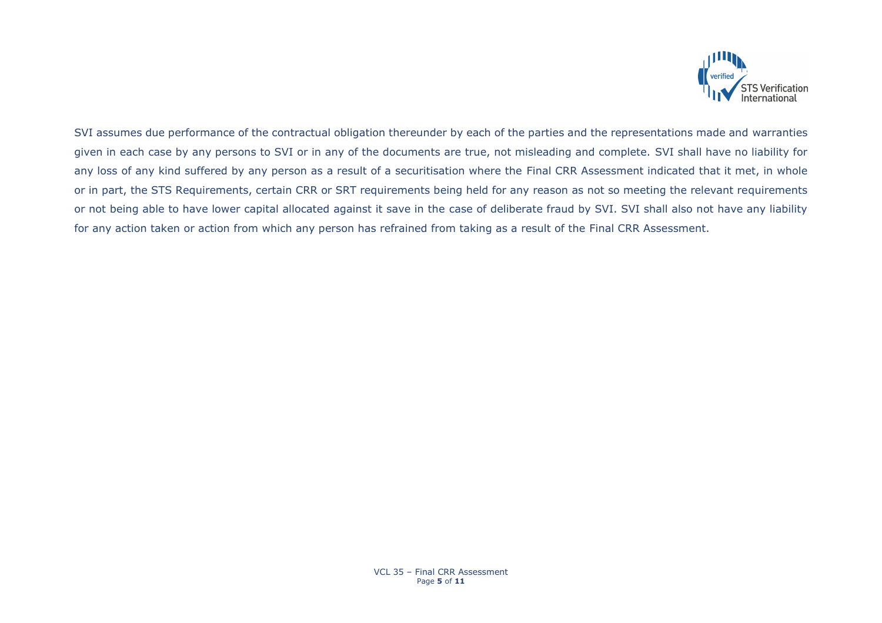SVI assumes due performance of the contractual obligation thereunder by each of the parties and the representations made and warranties given in each case by any persons to SVI or in any of the documents are true, not misleading and complete. SVI shall have no liability for any loss of any kind suffered by any person as a result of a securitisation where the Final CRR Assessment indicated that it met, in whole or in part, the STS Requirements, certain CRR or SRT requirements being held for any reason as not so meeting the relevant requirements or not being able to have lower capital allocated against it save in the case of deliberate fraud by SVI. SVI shall also not have any liability for any action taken or action from which any person has refrained from taking as a result of the Final CRR Assessment.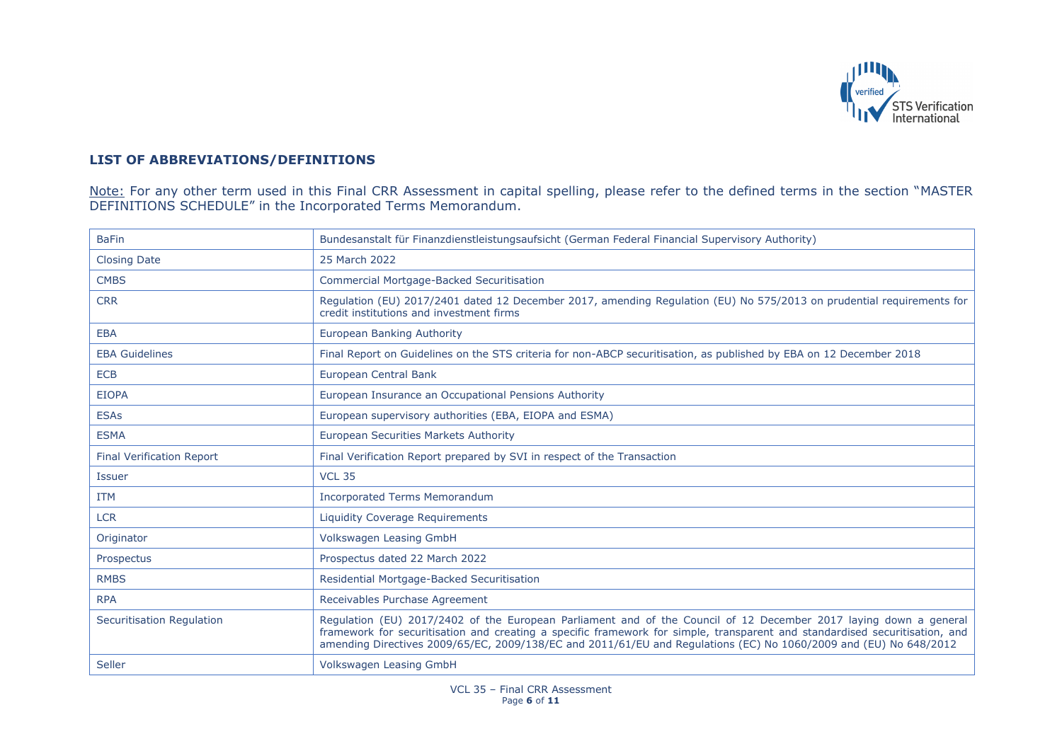## LIST OF ABBREVIATIONS/DEFINITIONS

Note: For any other term used in this Final CRR Assessment in capital spelling, please refer to the defined terms in the section "MASTER DEFINITIONS SCHEDULE" in the Incorporated Terms Memorandum.

| | |
|---|---|
| BaFin | Bundesanstalt für Finanzdienstleistungsaufsicht (German Federal Financial Supervisory Authority) |
| Closing Date | 25 March 2022 |
| CMBS | Commercial Mortgage-Backed Securitisation |
| CRR | Regulation (EU) 2017/2401 dated 12 December 2017, amending Regulation (EU) No 575/2013 on prudential requirements for credit institutions and investment firms |
| EBA | European Banking Authority |
| EBA Guidelines | Final Report on Guidelines on the STS criteria for non-ABCP securitisation, as published by EBA on 12 December 2018 |
| ECB | European Central Bank |
| EIOPA | European Insurance an Occupational Pensions Authority |
| ESAs | European supervisory authorities (EBA, EIOPA and ESMA) |
| ESMA | European Securities Markets Authority |
| Final Verification Report | Final Verification Report prepared by SVI in respect of the Transaction |
| Issuer | VCL 35 |
| ITM | Incorporated Terms Memorandum |
| LCR | Liquidity Coverage Requirements |
| Originator | Volkswagen Leasing GmbH |
| Prospectus | Prospectus dated 22 March 2022 |
| RMBS | Residential Mortgage-Backed Securitisation |
| RPA | Receivables Purchase Agreement |
| Securitisation Regulation | Regulation (EU) 2017/2402 of the European Parliament and of the Council of 12 December 2017 laying down a general framework for securitisation and creating a specific framework for simple, transparent and standardised securitisation, and amending Directives 2009/65/EC, 2009/138/EC and 2011/61/EU and Regulations (EC) No 1060/2009 and (EU) No 648/2012 |
| Seller | Volkswagen Leasing GmbH |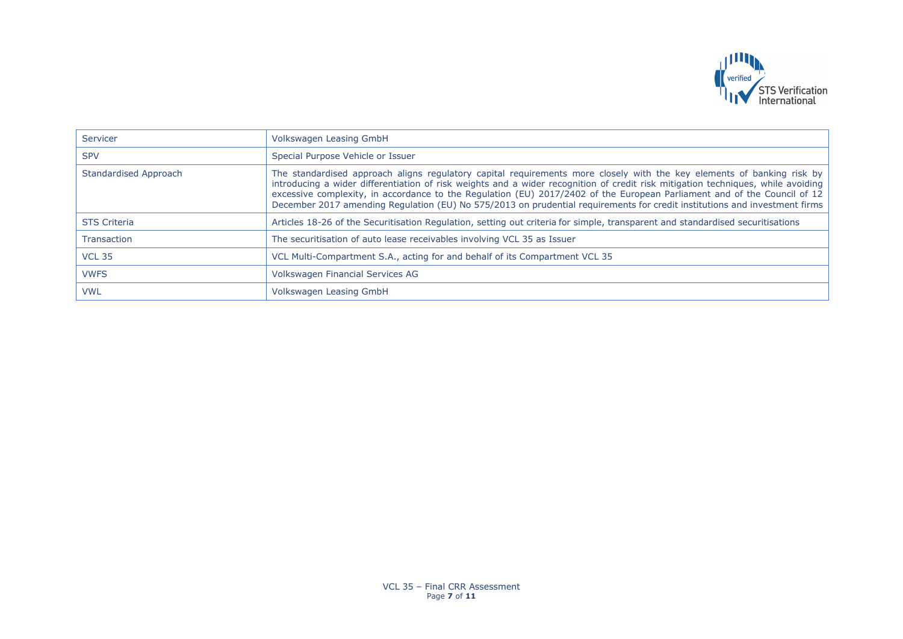| | |
|---|---|
| Servicer | Volkswagen Leasing GmbH |
| SPV | Special Purpose Vehicle or Issuer |
| Standardised Approach | The standardised approach aligns regulatory capital requirements more closely with the key elements of banking risk by introducing a wider differentiation of risk weights and a wider recognition of credit risk mitigation techniques, while avoiding excessive complexity, in accordance to the Regulation (EU) 2017/2402 of the European Parliament and of the Council of 12 December 2017 amending Regulation (EU) No 575/2013 on prudential requirements for credit institutions and investment firms |
| STS Criteria | Articles 18-26 of the Securitisation Regulation, setting out criteria for simple, transparent and standardised securitisations |
| Transaction | The securitisation of auto lease receivables involving VCL 35 as Issuer |
| VCL 35 | VCL Multi-Compartment S.A., acting for and behalf of its Compartment VCL 35 |
| VWFS | Volkswagen Financial Services AG |
| VWL | Volkswagen Leasing GmbH |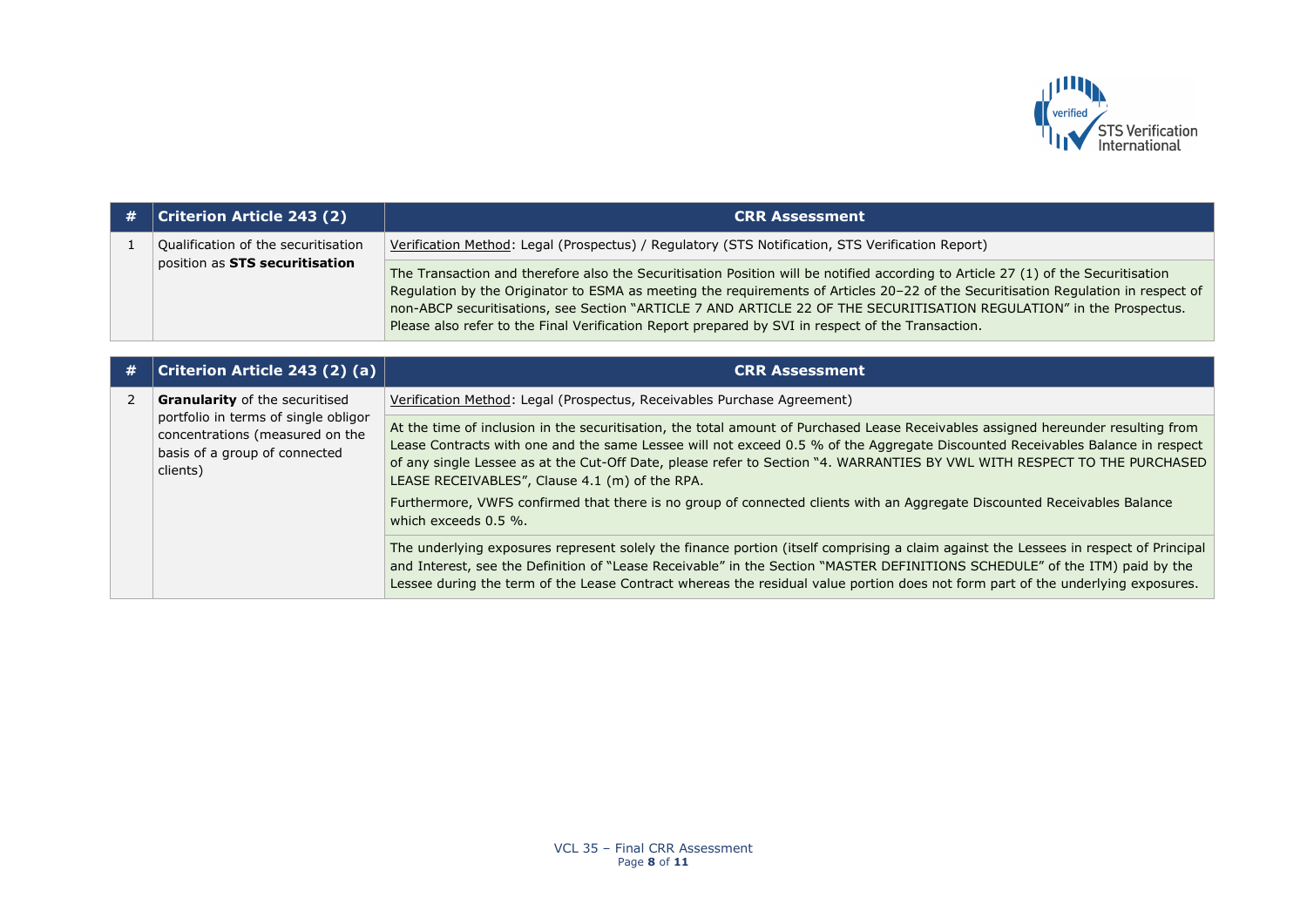| # | Criterion Article 243 (2) | CRR Assessment |
|---|---|---|
| 1 | Qualification of the securitisation position as **STS securitisation** | Verification Method: Legal (Prospectus) / Regulatory (STS Notification, STS Verification Report) |
| | | The Transaction and therefore also the Securitisation Position will be notified according to Article 27 (1) of the Securitisation Regulation by the Originator to ESMA as meeting the requirements of Articles 20–22 of the Securitisation Regulation in respect of non-ABCP securitisations, see Section "ARTICLE 7 AND ARTICLE 22 OF THE SECURITISATION REGULATION" in the Prospectus. Please also refer to the Final Verification Report prepared by SVI in respect of the Transaction. |

| # | Criterion Article 243 (2) (a) | CRR Assessment |
|---|---|---|
| 2 | **Granularity** of the securitised portfolio in terms of single obligor concentrations (measured on the basis of a group of connected clients) | Verification Method: Legal (Prospectus, Receivables Purchase Agreement) |
| | | At the time of inclusion in the securitisation, the total amount of Purchased Lease Receivables assigned hereunder resulting from Lease Contracts with one and the same Lessee will not exceed 0.5 % of the Aggregate Discounted Receivables Balance in respect of any single Lessee as at the Cut-Off Date, please refer to Section "4. WARRANTIES BY VWL WITH RESPECT TO THE PURCHASED LEASE RECEIVABLES", Clause 4.1 (m) of the RPA.<br><br>Furthermore, VWFS confirmed that there is no group of connected clients with an Aggregate Discounted Receivables Balance which exceeds 0.5 %. |
| | | The underlying exposures represent solely the finance portion (itself comprising a claim against the Lessees in respect of Principal and Interest, see the Definition of "Lease Receivable" in the Section "MASTER DEFINITIONS SCHEDULE" of the ITM) paid by the Lessee during the term of the Lease Contract whereas the residual value portion does not form part of the underlying exposures. |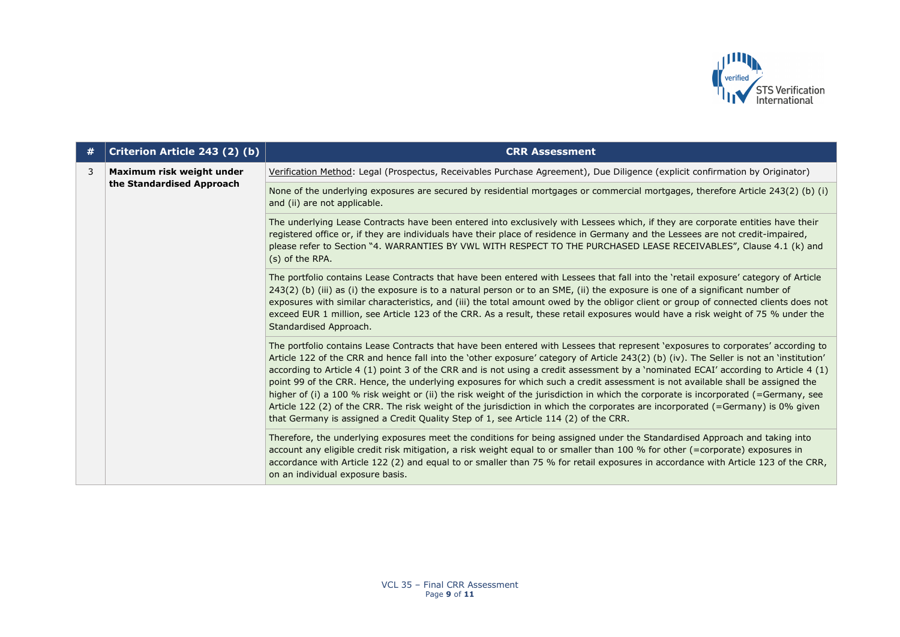| # | Criterion Article 243 (2) (b) | CRR Assessment |
|---|---|---|
| 3 | **Maximum risk weight under the Standardised Approach** | Verification Method: Legal (Prospectus, Receivables Purchase Agreement), Due Diligence (explicit confirmation by Originator) |
| | | None of the underlying exposures are secured by residential mortgages or commercial mortgages, therefore Article 243(2) (b) (i) and (ii) are not applicable. |
| | | The underlying Lease Contracts have been entered into exclusively with Lessees which, if they are corporate entities have their registered office or, if they are individuals have their place of residence in Germany and the Lessees are not credit-impaired, please refer to Section "4. WARRANTIES BY VWL WITH RESPECT TO THE PURCHASED LEASE RECEIVABLES", Clause 4.1 (k) and (s) of the RPA. |
| | | The portfolio contains Lease Contracts that have been entered with Lessees that fall into the 'retail exposure' category of Article 243(2) (b) (iii) as (i) the exposure is to a natural person or to an SME, (ii) the exposure is one of a significant number of exposures with similar characteristics, and (iii) the total amount owed by the obligor client or group of connected clients does not exceed EUR 1 million, see Article 123 of the CRR. As a result, these retail exposures would have a risk weight of 75 % under the Standardised Approach. |
| | | The portfolio contains Lease Contracts that have been entered with Lessees that represent 'exposures to corporates' according to Article 122 of the CRR and hence fall into the 'other exposure' category of Article 243(2) (b) (iv). The Seller is not an 'institution' according to Article 4 (1) point 3 of the CRR and is not using a credit assessment by a 'nominated ECAI' according to Article 4 (1) point 99 of the CRR. Hence, the underlying exposures for which such a credit assessment is not available shall be assigned the higher of (i) a 100 % risk weight or (ii) the risk weight of the jurisdiction in which the corporate is incorporated (=Germany, see Article 122 (2) of the CRR. The risk weight of the jurisdiction in which the corporates are incorporated (=Germany) is 0% given that Germany is assigned a Credit Quality Step of 1, see Article 114 (2) of the CRR. |
| | | Therefore, the underlying exposures meet the conditions for being assigned under the Standardised Approach and taking into account any eligible credit risk mitigation, a risk weight equal to or smaller than 100 % for other (=corporate) exposures in accordance with Article 122 (2) and equal to or smaller than 75 % for retail exposures in accordance with Article 123 of the CRR, on an individual exposure basis. |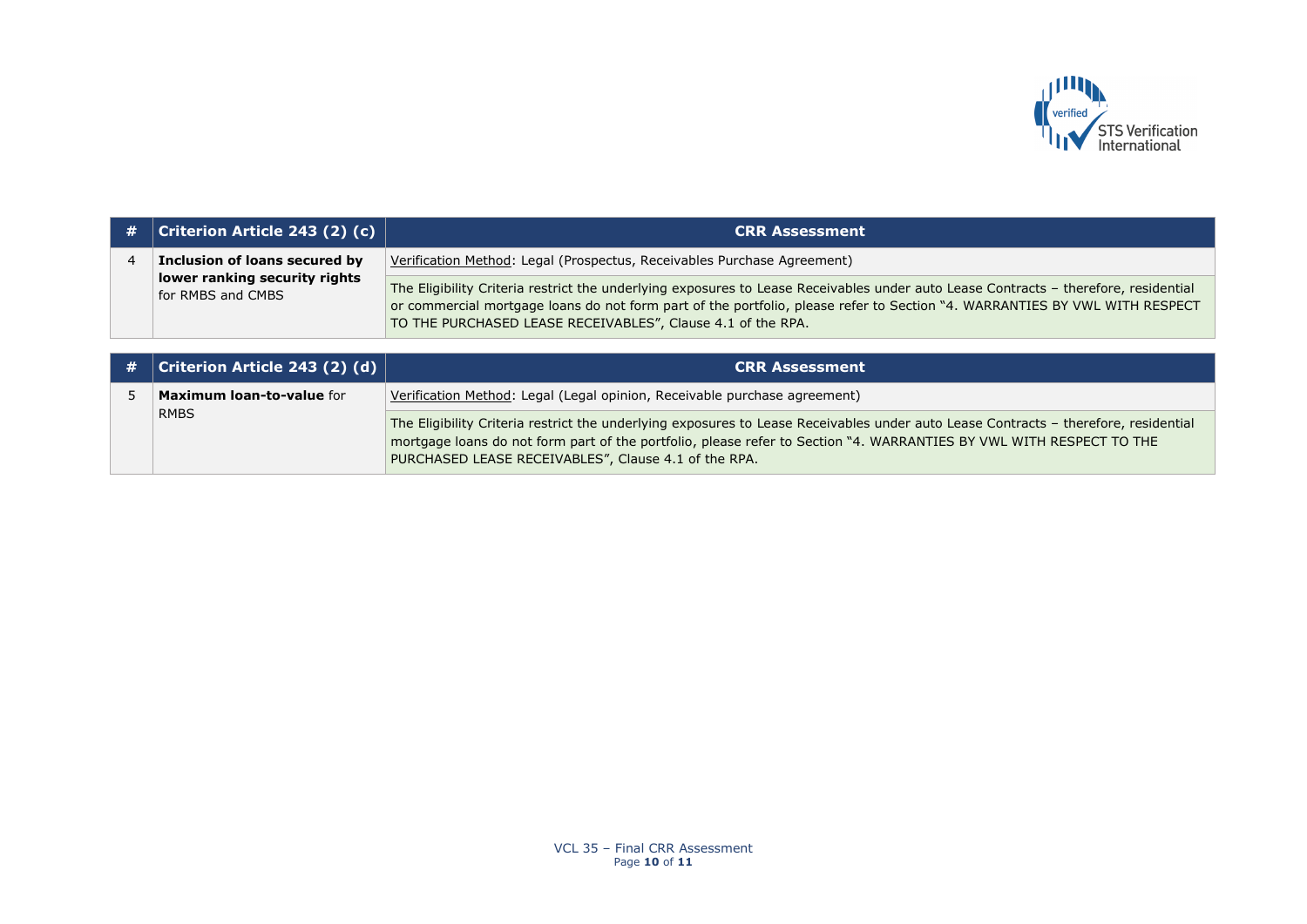| # | Criterion Article 243 (2) (c) | CRR Assessment |
|---|---|---|
| 4 | **Inclusion of loans secured by lower ranking security rights** for RMBS and CMBS | Verification Method: Legal (Prospectus, Receivables Purchase Agreement) |
| | | The Eligibility Criteria restrict the underlying exposures to Lease Receivables under auto Lease Contracts – therefore, residential or commercial mortgage loans do not form part of the portfolio, please refer to Section "4. WARRANTIES BY VWL WITH RESPECT TO THE PURCHASED LEASE RECEIVABLES", Clause 4.1 of the RPA. |

| # | Criterion Article 243 (2) (d) | CRR Assessment |
|---|---|---|
| 5 | **Maximum loan-to-value** for RMBS | Verification Method: Legal (Legal opinion, Receivable purchase agreement) |
| | | The Eligibility Criteria restrict the underlying exposures to Lease Receivables under auto Lease Contracts – therefore, residential mortgage loans do not form part of the portfolio, please refer to Section "4. WARRANTIES BY VWL WITH RESPECT TO THE PURCHASED LEASE RECEIVABLES", Clause 4.1 of the RPA. |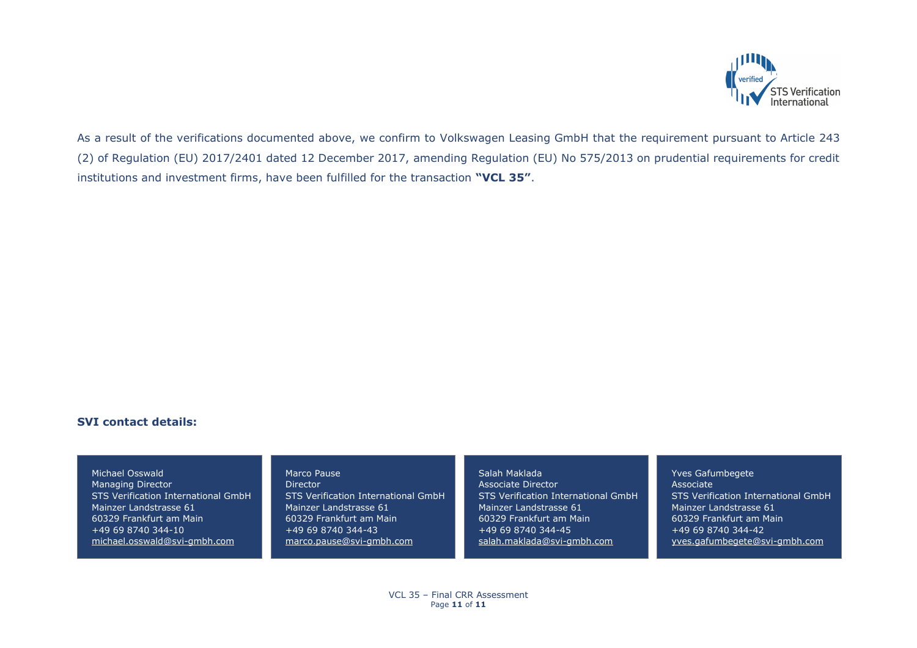As a result of the verifications documented above, we confirm to Volkswagen Leasing GmbH that the requirement pursuant to Article 243 (2) of Regulation (EU) 2017/2401 dated 12 December 2017, amending Regulation (EU) No 575/2013 on prudential requirements for credit institutions and investment firms, have been fulfilled for the transaction **"VCL 35"**.

**SVI contact details:**

| | | | |
|---|---|---|---|
| Michael Osswald<br>Managing Director<br>STS Verification International GmbH<br>Mainzer Landstrasse 61<br>60329 Frankfurt am Main<br>+49 69 8740 344-10<br>michael.osswald@svi-gmbh.com | Marco Pause<br>Director<br>STS Verification International GmbH<br>Mainzer Landstrasse 61<br>60329 Frankfurt am Main<br>+49 69 8740 344-43<br>marco.pause@svi-gmbh.com | Salah Maklada<br>Associate Director<br>STS Verification International GmbH<br>Mainzer Landstrasse 61<br>60329 Frankfurt am Main<br>+49 69 8740 344-45<br>salah.maklada@svi-gmbh.com | Yves Gafumbegete<br>Associate<br>STS Verification International GmbH<br>Mainzer Landstrasse 61<br>60329 Frankfurt am Main<br>+49 69 8740 344-42<br>yves.gafumbegete@svi-gmbh.com |